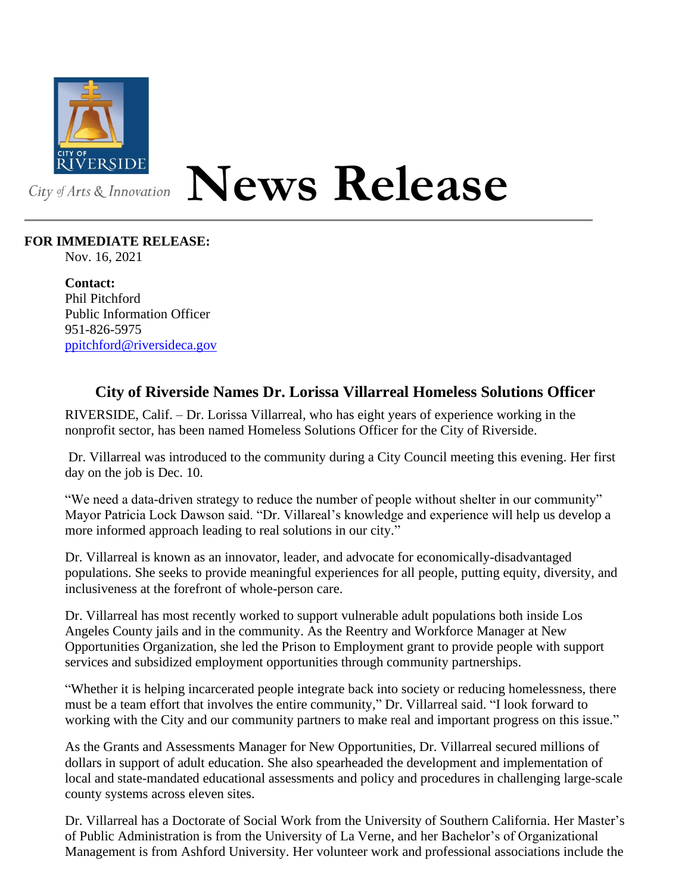City of Arts & Innovation

# News Release

**FOR IMMEDIATE RELEASE:**
Nov. 16, 2021

**Contact:**
Phil Pitchford
Public Information Officer
951-826-5975
ppitchford@riversideca.gov

## City of Riverside Names Dr. Lorissa Villarreal Homeless Solutions Officer

RIVERSIDE, Calif. – Dr. Lorissa Villarreal, who has eight years of experience working in the nonprofit sector, has been named Homeless Solutions Officer for the City of Riverside.

Dr. Villarreal was introduced to the community during a City Council meeting this evening. Her first day on the job is Dec. 10.

"We need a data-driven strategy to reduce the number of people without shelter in our community" Mayor Patricia Lock Dawson said. "Dr. Villareal's knowledge and experience will help us develop a more informed approach leading to real solutions in our city."

Dr. Villarreal is known as an innovator, leader, and advocate for economically-disadvantaged populations. She seeks to provide meaningful experiences for all people, putting equity, diversity, and inclusiveness at the forefront of whole-person care.

Dr. Villarreal has most recently worked to support vulnerable adult populations both inside Los Angeles County jails and in the community. As the Reentry and Workforce Manager at New Opportunities Organization, she led the Prison to Employment grant to provide people with support services and subsidized employment opportunities through community partnerships.

"Whether it is helping incarcerated people integrate back into society or reducing homelessness, there must be a team effort that involves the entire community," Dr. Villarreal said. "I look forward to working with the City and our community partners to make real and important progress on this issue."

As the Grants and Assessments Manager for New Opportunities, Dr. Villarreal secured millions of dollars in support of adult education. She also spearheaded the development and implementation of local and state-mandated educational assessments and policy and procedures in challenging large-scale county systems across eleven sites.

Dr. Villarreal has a Doctorate of Social Work from the University of Southern California. Her Master's of Public Administration is from the University of La Verne, and her Bachelor's of Organizational Management is from Ashford University. Her volunteer work and professional associations include the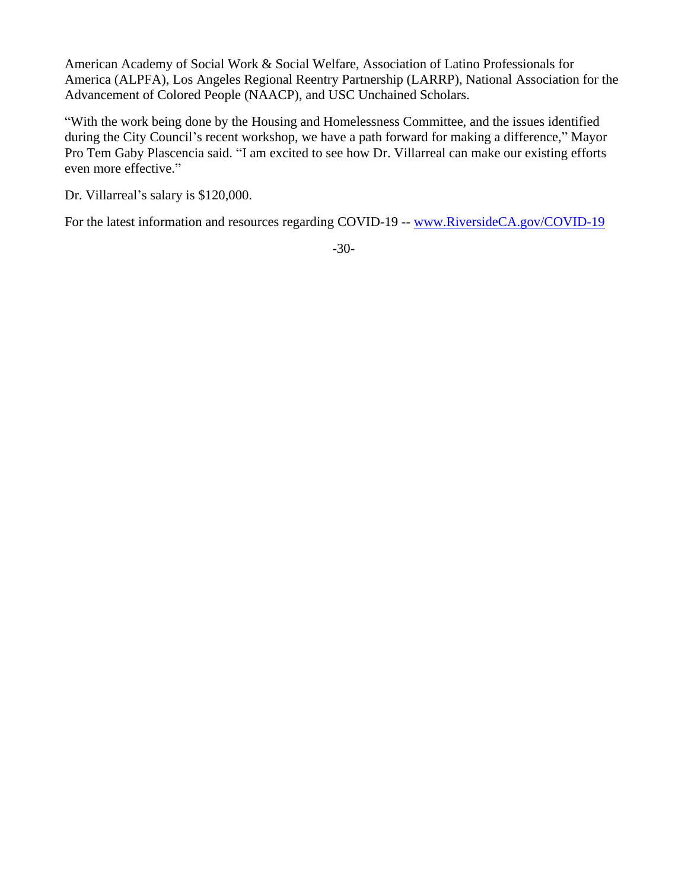American Academy of Social Work & Social Welfare, Association of Latino Professionals for America (ALPFA), Los Angeles Regional Reentry Partnership (LARRP), National Association for the Advancement of Colored People (NAACP), and USC Unchained Scholars.

"With the work being done by the Housing and Homelessness Committee, and the issues identified during the City Council's recent workshop, we have a path forward for making a difference," Mayor Pro Tem Gaby Plascencia said. "I am excited to see how Dr. Villarreal can make our existing efforts even more effective."

Dr. Villarreal's salary is $120,000.

For the latest information and resources regarding COVID-19 -- [www.RiversideCA.gov/COVID-19](www.RiversideCA.gov/COVID-19)

-30-